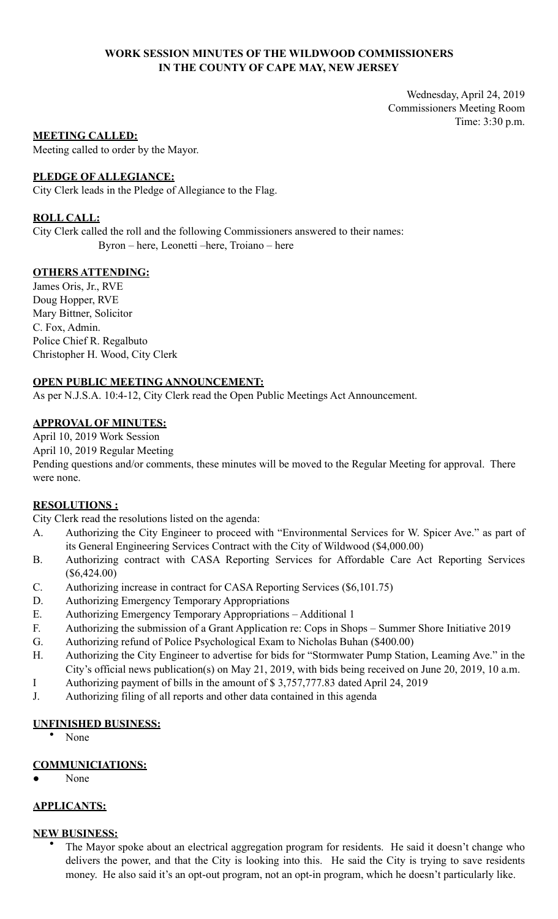**WORK SESSION MINUTES OF THE WILDWOOD COMMISSIONERS**
**IN THE COUNTY OF CAPE MAY, NEW JERSEY**

Wednesday, April 24, 2019
Commissioners Meeting Room
Time: 3:30 p.m.

**MEETING CALLED:**

Meeting called to order by the Mayor.

**PLEDGE OF ALLEGIANCE:**

City Clerk leads in the Pledge of Allegiance to the Flag.

**ROLL CALL:**

City Clerk called the roll and the following Commissioners answered to their names:
Byron – here, Leonetti –here, Troiano – here

**OTHERS ATTENDING:**

James Oris, Jr., RVE
Doug Hopper, RVE
Mary Bittner, Solicitor
C. Fox, Admin.
Police Chief R. Regalbuto
Christopher H. Wood, City Clerk

**OPEN PUBLIC MEETING ANNOUNCEMENT:**

As per N.J.S.A. 10:4-12, City Clerk read the Open Public Meetings Act Announcement.

**APPROVAL OF MINUTES:**

April 10, 2019 Work Session
April 10, 2019 Regular Meeting
Pending questions and/or comments, these minutes will be moved to the Regular Meeting for approval. There were none.

**RESOLUTIONS :**

City Clerk read the resolutions listed on the agenda:

A. Authorizing the City Engineer to proceed with "Environmental Services for W. Spicer Ave." as part of its General Engineering Services Contract with the City of Wildwood ($4,000.00)
B. Authorizing contract with CASA Reporting Services for Affordable Care Act Reporting Services ($6,424.00)
C. Authorizing increase in contract for CASA Reporting Services ($6,101.75)
D. Authorizing Emergency Temporary Appropriations
E. Authorizing Emergency Temporary Appropriations – Additional 1
F. Authorizing the submission of a Grant Application re: Cops in Shops – Summer Shore Initiative 2019
G. Authorizing refund of Police Psychological Exam to Nicholas Buhan ($400.00)
H. Authorizing the City Engineer to advertise for bids for "Stormwater Pump Station, Leaming Ave." in the City's official news publication(s) on May 21, 2019, with bids being received on June 20, 2019, 10 a.m.
I Authorizing payment of bills in the amount of $ 3,757,777.83 dated April 24, 2019
J. Authorizing filing of all reports and other data contained in this agenda

**UNFINISHED BUSINESS:**

- None

**COMMUNICIATIONS:**

- None

**APPLICANTS:**

**NEW BUSINESS:**

- The Mayor spoke about an electrical aggregation program for residents. He said it doesn't change who delivers the power, and that the City is looking into this. He said the City is trying to save residents money. He also said it's an opt-out program, not an opt-in program, which he doesn't particularly like.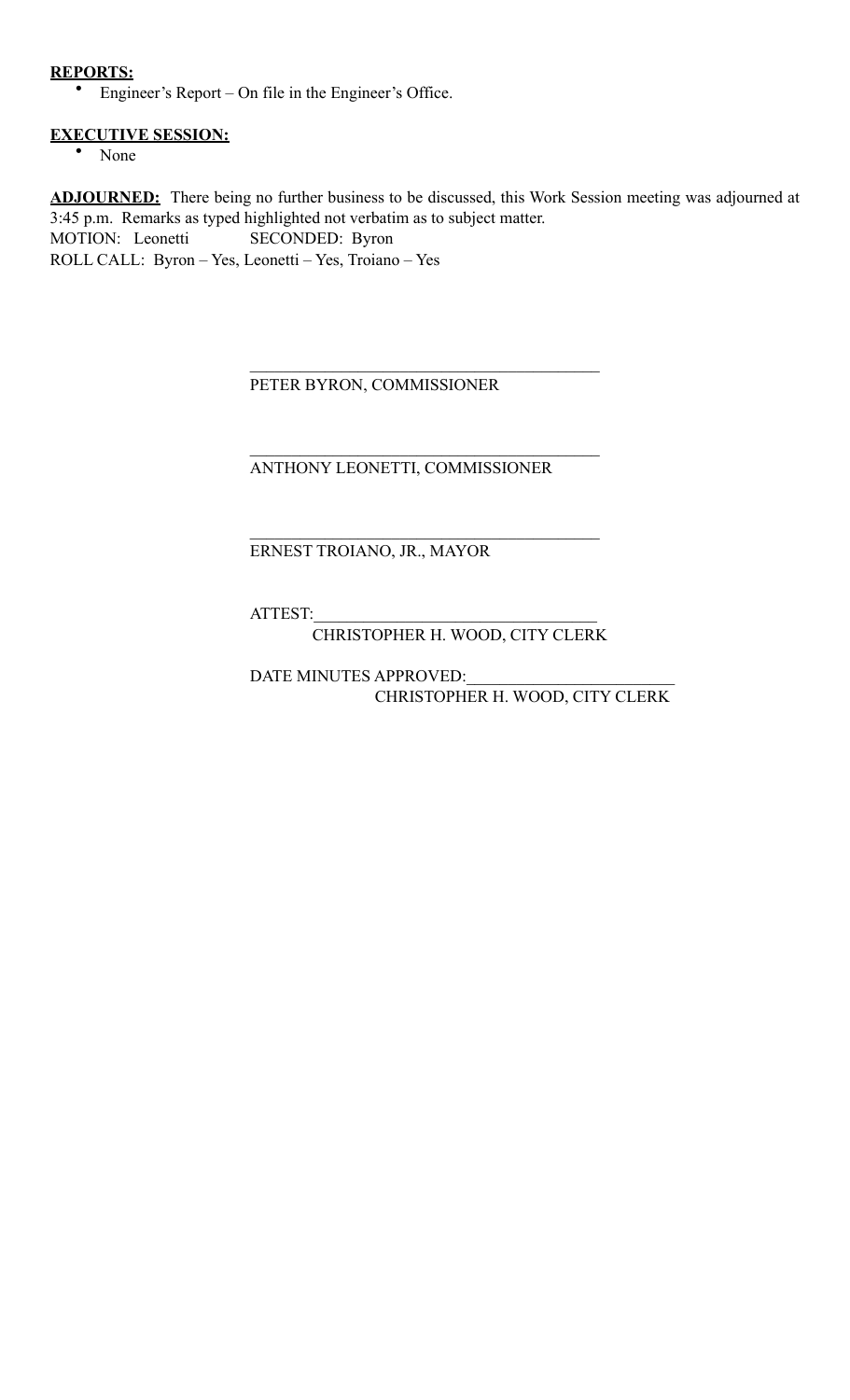**REPORTS:**

- Engineer's Report – On file in the Engineer's Office.

**EXECUTIVE SESSION:**

- None

**ADJOURNED:** There being no further business to be discussed, this Work Session meeting was adjourned at 3:45 p.m. Remarks as typed highlighted not verbatim as to subject matter.
MOTION: Leonetti SECONDED: Byron
ROLL CALL: Byron – Yes, Leonetti – Yes, Troiano – Yes

\_\_\_\_\_\_\_\_\_\_\_\_\_\_\_\_\_\_\_\_\_\_\_\_\_\_\_\_\_\_\_\_\_\_\_\_\_\_\_\_
PETER BYRON, COMMISSIONER

\_\_\_\_\_\_\_\_\_\_\_\_\_\_\_\_\_\_\_\_\_\_\_\_\_\_\_\_\_\_\_\_\_\_\_\_\_\_\_\_
ANTHONY LEONETTI, COMMISSIONER

\_\_\_\_\_\_\_\_\_\_\_\_\_\_\_\_\_\_\_\_\_\_\_\_\_\_\_\_\_\_\_\_\_\_\_\_\_\_\_\_
ERNEST TROIANO, JR., MAYOR

ATTEST:\_\_\_\_\_\_\_\_\_\_\_\_\_\_\_\_\_\_\_\_\_\_\_\_\_\_\_\_\_\_\_\_\_\_
CHRISTOPHER H. WOOD, CITY CLERK

DATE MINUTES APPROVED:\_\_\_\_\_\_\_\_\_\_\_\_\_\_\_\_\_\_\_\_\_\_\_\_\_
CHRISTOPHER H. WOOD, CITY CLERK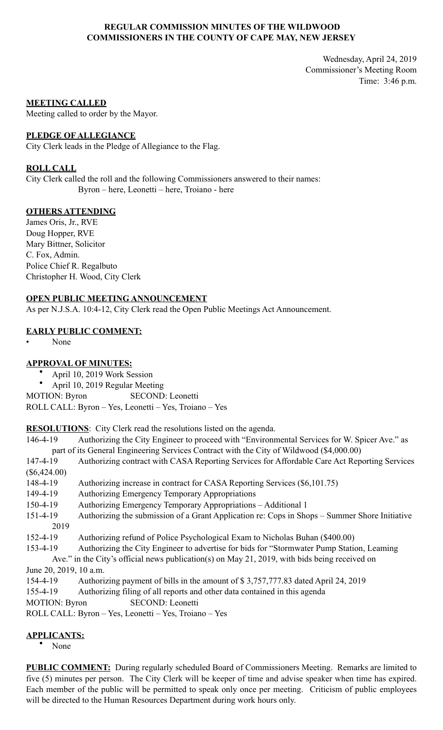**REGULAR COMMISSION MINUTES OF THE WILDWOOD COMMISSIONERS IN THE COUNTY OF CAPE MAY, NEW JERSEY**

Wednesday, April 24, 2019
Commissioner's Meeting Room
Time: 3:46 p.m.

**MEETING CALLED**

Meeting called to order by the Mayor.

**PLEDGE OF ALLEGIANCE**

City Clerk leads in the Pledge of Allegiance to the Flag.

**ROLL CALL**

City Clerk called the roll and the following Commissioners answered to their names:
Byron – here, Leonetti – here, Troiano - here

**OTHERS ATTENDING**

James Oris, Jr., RVE
Doug Hopper, RVE
Mary Bittner, Solicitor
C. Fox, Admin.
Police Chief R. Regalbuto
Christopher H. Wood, City Clerk

**OPEN PUBLIC MEETING ANNOUNCEMENT**

As per N.J.S.A. 10:4-12, City Clerk read the Open Public Meetings Act Announcement.

**EARLY PUBLIC COMMENT:**

- None

**APPROVAL OF MINUTES:**

- April 10, 2019 Work Session
- April 10, 2019 Regular Meeting

MOTION: Byron SECOND: Leonetti
ROLL CALL: Byron – Yes, Leonetti – Yes, Troiano – Yes

**RESOLUTIONS**: City Clerk read the resolutions listed on the agenda.

146-4-19 Authorizing the City Engineer to proceed with "Environmental Services for W. Spicer Ave." as part of its General Engineering Services Contract with the City of Wildwood ($4,000.00)
147-4-19 Authorizing contract with CASA Reporting Services for Affordable Care Act Reporting Services ($6,424.00)
148-4-19 Authorizing increase in contract for CASA Reporting Services ($6,101.75)
149-4-19 Authorizing Emergency Temporary Appropriations
150-4-19 Authorizing Emergency Temporary Appropriations – Additional 1
151-4-19 Authorizing the submission of a Grant Application re: Cops in Shops – Summer Shore Initiative 2019
152-4-19 Authorizing refund of Police Psychological Exam to Nicholas Buhan ($400.00)
153-4-19 Authorizing the City Engineer to advertise for bids for "Stormwater Pump Station, Leaming Ave." in the City's official news publication(s) on May 21, 2019, with bids being received on June 20, 2019, 10 a.m.
154-4-19 Authorizing payment of bills in the amount of $ 3,757,777.83 dated April 24, 2019
155-4-19 Authorizing filing of all reports and other data contained in this agenda

MOTION: Byron SECOND: Leonetti
ROLL CALL: Byron – Yes, Leonetti – Yes, Troiano – Yes

**APPLICANTS:**

- None

**PUBLIC COMMENT:** During regularly scheduled Board of Commissioners Meeting. Remarks are limited to five (5) minutes per person. The City Clerk will be keeper of time and advise speaker when time has expired. Each member of the public will be permitted to speak only once per meeting. Criticism of public employees will be directed to the Human Resources Department during work hours only.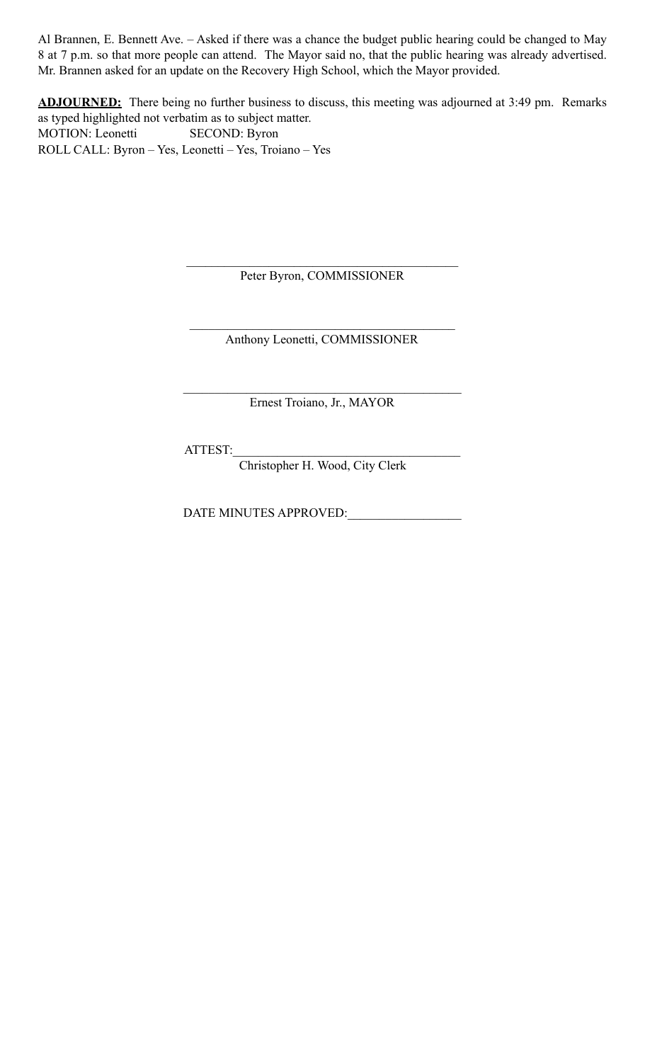Al Brannen, E. Bennett Ave. – Asked if there was a chance the budget public hearing could be changed to May 8 at 7 p.m. so that more people can attend. The Mayor said no, that the public hearing was already advertised. Mr. Brannen asked for an update on the Recovery High School, which the Mayor provided.

**ADJOURNED:** There being no further business to discuss, this meeting was adjourned at 3:49 pm. Remarks as typed highlighted not verbatim as to subject matter.
MOTION: Leonetti SECOND: Byron
ROLL CALL: Byron – Yes, Leonetti – Yes, Troiano – Yes

\_\_\_\_\_\_\_\_\_\_\_\_\_\_\_\_\_\_\_\_\_\_\_\_\_\_\_\_\_\_\_\_\_\_\_\_\_\_\_\_
Peter Byron, COMMISSIONER

\_\_\_\_\_\_\_\_\_\_\_\_\_\_\_\_\_\_\_\_\_\_\_\_\_\_\_\_\_\_\_\_\_\_\_\_\_\_\_\_
Anthony Leonetti, COMMISSIONER

\_\_\_\_\_\_\_\_\_\_\_\_\_\_\_\_\_\_\_\_\_\_\_\_\_\_\_\_\_\_\_\_\_\_\_\_\_\_\_\_
Ernest Troiano, Jr., MAYOR

ATTEST:\_\_\_\_\_\_\_\_\_\_\_\_\_\_\_\_\_\_\_\_\_\_\_\_\_\_\_\_\_\_\_\_\_\_
Christopher H. Wood, City Clerk

DATE MINUTES APPROVED:\_\_\_\_\_\_\_\_\_\_\_\_\_\_\_\_\_\_